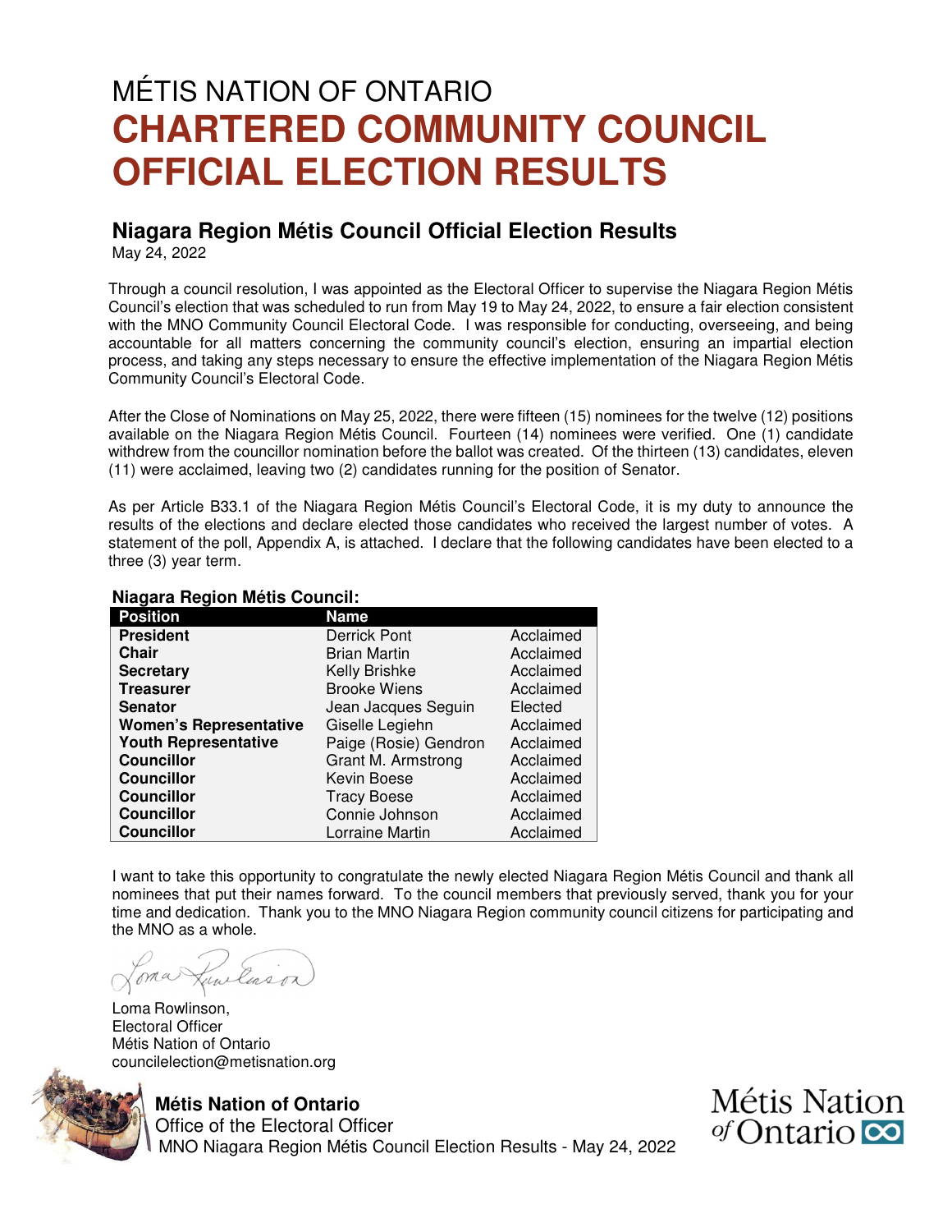# MÉTIS NATION OF ONTARIO
# CHARTERED COMMUNITY COUNCIL OFFICIAL ELECTION RESULTS

## Niagara Region Métis Council Official Election Results

May 24, 2022

Through a council resolution, I was appointed as the Electoral Officer to supervise the Niagara Region Métis Council's election that was scheduled to run from May 19 to May 24, 2022, to ensure a fair election consistent with the MNO Community Council Electoral Code. I was responsible for conducting, overseeing, and being accountable for all matters concerning the community council's election, ensuring an impartial election process, and taking any steps necessary to ensure the effective implementation of the Niagara Region Métis Community Council's Electoral Code.

After the Close of Nominations on May 25, 2022, there were fifteen (15) nominees for the twelve (12) positions available on the Niagara Region Métis Council. Fourteen (14) nominees were verified. One (1) candidate withdrew from the councillor nomination before the ballot was created. Of the thirteen (13) candidates, eleven (11) were acclaimed, leaving two (2) candidates running for the position of Senator.

As per Article B33.1 of the Niagara Region Métis Council's Electoral Code, it is my duty to announce the results of the elections and declare elected those candidates who received the largest number of votes. A statement of the poll, Appendix A, is attached. I declare that the following candidates have been elected to a three (3) year term.

**Niagara Region Métis Council:**

| Position | Name | |
|---|---|---|
| **President** | Derrick Pont | Acclaimed |
| **Chair** | Brian Martin | Acclaimed |
| **Secretary** | Kelly Brishke | Acclaimed |
| **Treasurer** | Brooke Wiens | Acclaimed |
| **Senator** | Jean Jacques Seguin | Elected |
| **Women's Representative** | Giselle Legiehn | Acclaimed |
| **Youth Representative** | Paige (Rosie) Gendron | Acclaimed |
| **Councillor** | Grant M. Armstrong | Acclaimed |
| **Councillor** | Kevin Boese | Acclaimed |
| **Councillor** | Tracy Boese | Acclaimed |
| **Councillor** | Connie Johnson | Acclaimed |
| **Councillor** | Lorraine Martin | Acclaimed |

I want to take this opportunity to congratulate the newly elected Niagara Region Métis Council and thank all nominees that put their names forward. To the council members that previously served, thank you for your time and dedication. Thank you to the MNO Niagara Region community council citizens for participating and the MNO as a whole.

Loma Rowlinson,
Electoral Officer
Métis Nation of Ontario
councilelection@metisnation.org

**Métis Nation of Ontario**
Office of the Electoral Officer
MNO Niagara Region Métis Council Election Results - May 24, 2022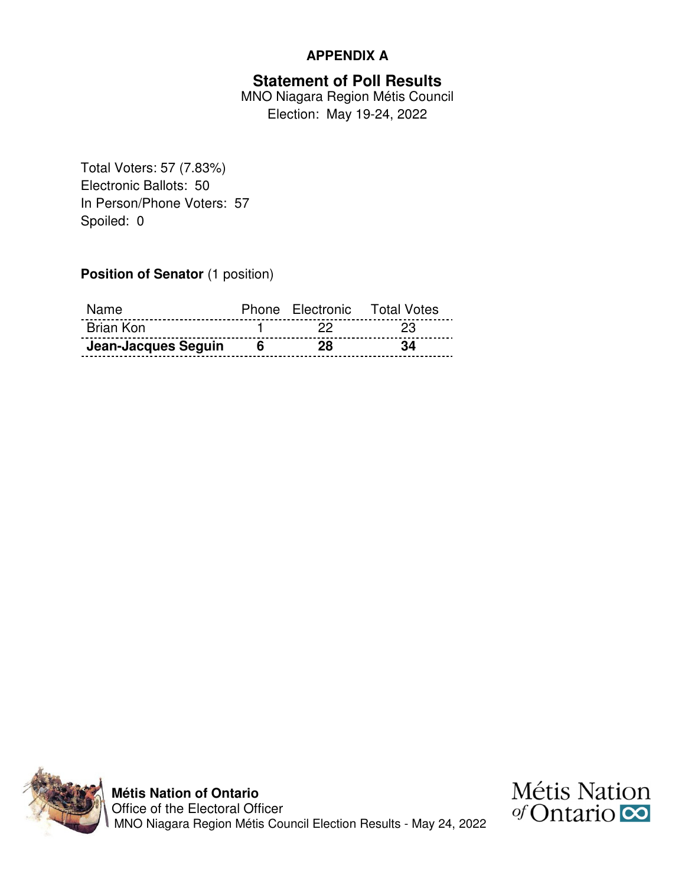**APPENDIX A**

## Statement of Poll Results

MNO Niagara Region Métis Council
Election: May 19-24, 2022

Total Voters: 57 (7.83%)
Electronic Ballots: 50
In Person/Phone Voters: 57
Spoiled: 0

**Position of Senator** (1 position)

| Name | Phone | Electronic | Total Votes |
| --- | --- | --- | --- |
| Brian Kon | 1 | 22 | 23 |
| **Jean-Jacques Seguin** | **6** | **28** | **34** |